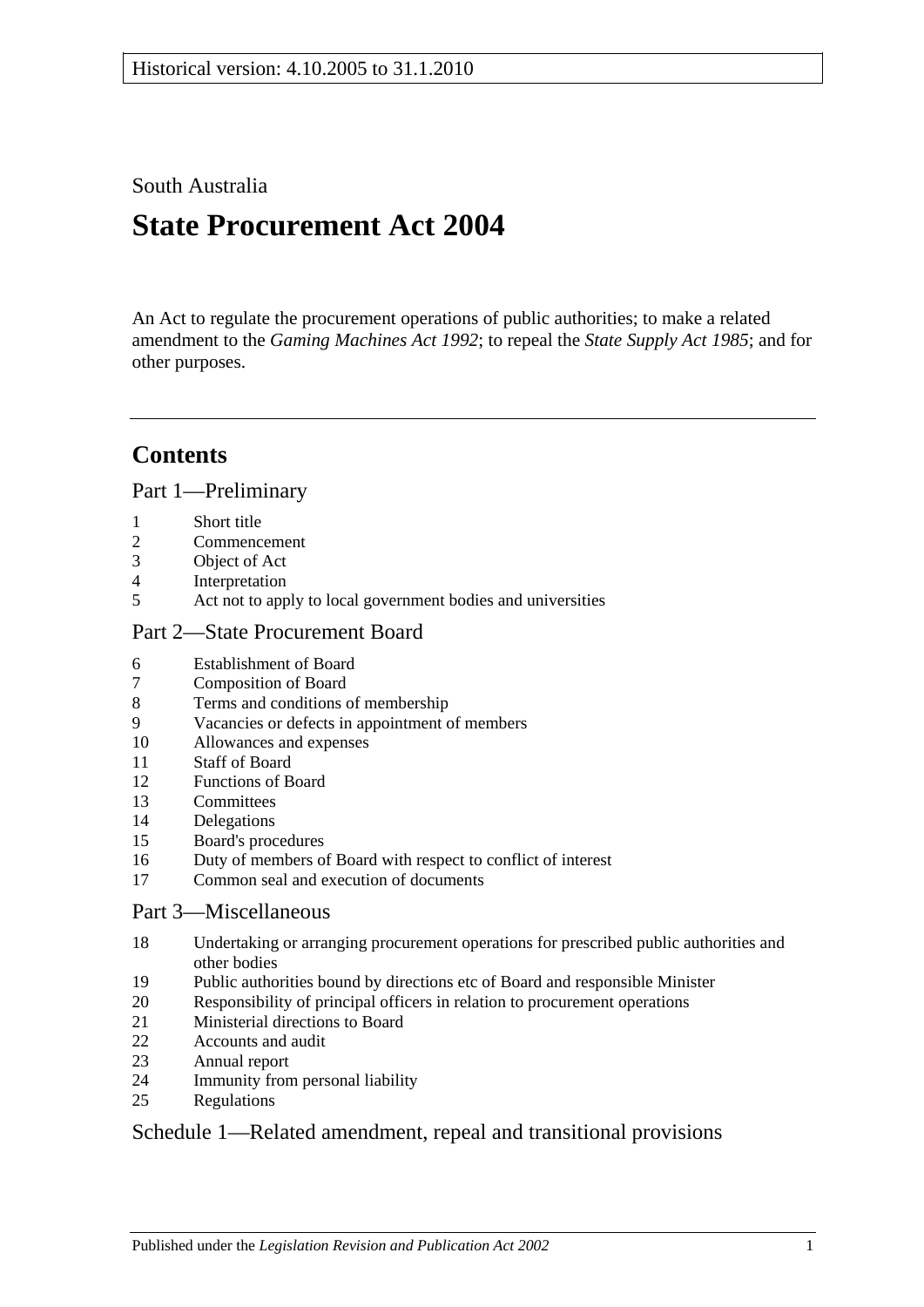Historical version: 4.10.2005 to 31.1.2010

South Australia

# State Procurement Act 2004

An Act to regulate the procurement operations of public authorities; to make a related amendment to the *Gaming Machines Act 1992*; to repeal the *State Supply Act 1985*; and for other purposes.

## Contents

### Part 1—Preliminary

1 Short title
2 Commencement
3 Object of Act
4 Interpretation
5 Act not to apply to local government bodies and universities

### Part 2—State Procurement Board

6 Establishment of Board
7 Composition of Board
8 Terms and conditions of membership
9 Vacancies or defects in appointment of members
10 Allowances and expenses
11 Staff of Board
12 Functions of Board
13 Committees
14 Delegations
15 Board's procedures
16 Duty of members of Board with respect to conflict of interest
17 Common seal and execution of documents

### Part 3—Miscellaneous

18 Undertaking or arranging procurement operations for prescribed public authorities and other bodies
19 Public authorities bound by directions etc of Board and responsible Minister
20 Responsibility of principal officers in relation to procurement operations
21 Ministerial directions to Board
22 Accounts and audit
23 Annual report
24 Immunity from personal liability
25 Regulations

### Schedule 1—Related amendment, repeal and transitional provisions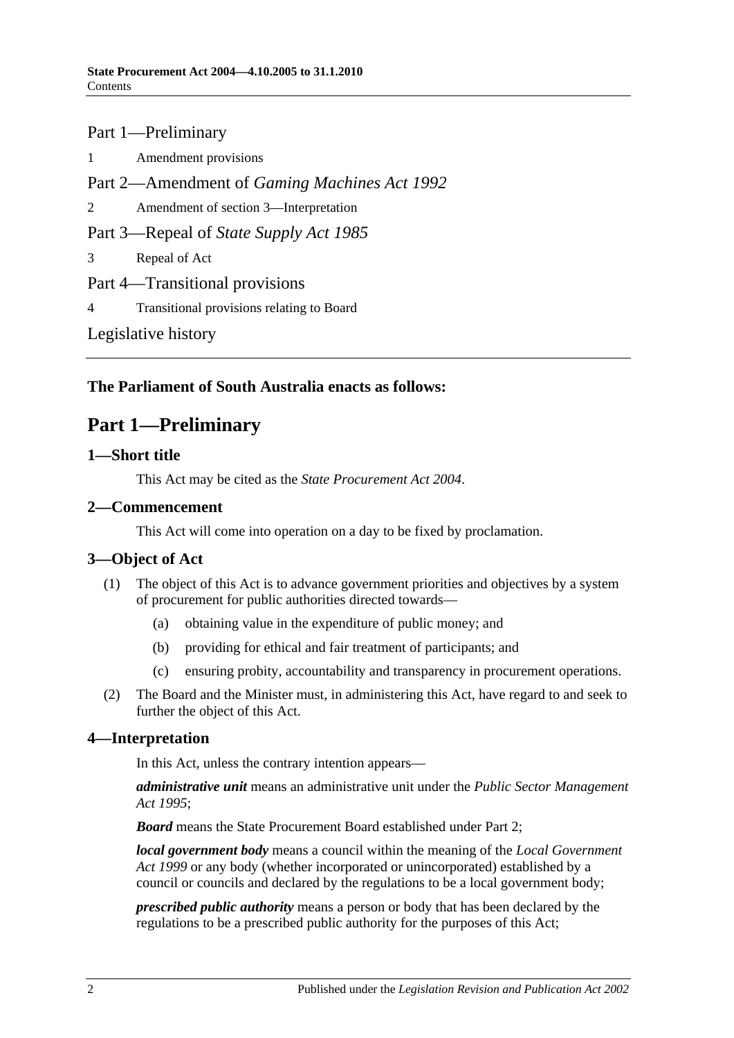Part 1—Preliminary

1 Amendment provisions

Part 2—Amendment of *Gaming Machines Act 1992*

2 Amendment of section 3—Interpretation

Part 3—Repeal of *State Supply Act 1985*

3 Repeal of Act

Part 4—Transitional provisions

4 Transitional provisions relating to Board

Legislative history

---

**The Parliament of South Australia enacts as follows:**

# Part 1—Preliminary

## 1—Short title

This Act may be cited as the *State Procurement Act 2004*.

## 2—Commencement

This Act will come into operation on a day to be fixed by proclamation.

## 3—Object of Act

(1) The object of this Act is to advance government priorities and objectives by a system of procurement for public authorities directed towards—

(a) obtaining value in the expenditure of public money; and

(b) providing for ethical and fair treatment of participants; and

(c) ensuring probity, accountability and transparency in procurement operations.

(2) The Board and the Minister must, in administering this Act, have regard to and seek to further the object of this Act.

## 4—Interpretation

In this Act, unless the contrary intention appears—

***administrative unit*** means an administrative unit under the *Public Sector Management Act 1995*;

***Board*** means the State Procurement Board established under Part 2;

***local government body*** means a council within the meaning of the *Local Government Act 1999* or any body (whether incorporated or unincorporated) established by a council or councils and declared by the regulations to be a local government body;

***prescribed public authority*** means a person or body that has been declared by the regulations to be a prescribed public authority for the purposes of this Act;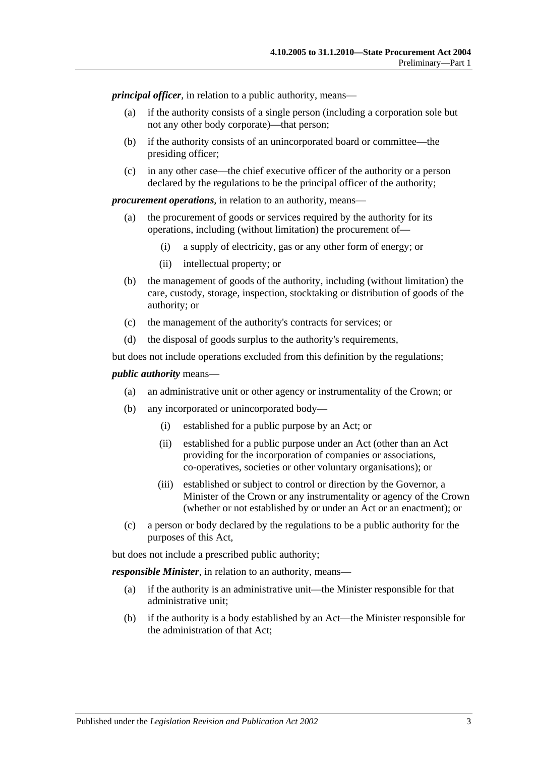***principal officer***, in relation to a public authority, means—

- (a) if the authority consists of a single person (including a corporation sole but not any other body corporate)—that person;
- (b) if the authority consists of an unincorporated board or committee—the presiding officer;
- (c) in any other case—the chief executive officer of the authority or a person declared by the regulations to be the principal officer of the authority;

***procurement operations***, in relation to an authority, means—

- (a) the procurement of goods or services required by the authority for its operations, including (without limitation) the procurement of—
  - (i) a supply of electricity, gas or any other form of energy; or
  - (ii) intellectual property; or
- (b) the management of goods of the authority, including (without limitation) the care, custody, storage, inspection, stocktaking or distribution of goods of the authority; or
- (c) the management of the authority's contracts for services; or
- (d) the disposal of goods surplus to the authority's requirements,

but does not include operations excluded from this definition by the regulations;

***public authority*** means—

- (a) an administrative unit or other agency or instrumentality of the Crown; or
- (b) any incorporated or unincorporated body—
  - (i) established for a public purpose by an Act; or
  - (ii) established for a public purpose under an Act (other than an Act providing for the incorporation of companies or associations, co-operatives, societies or other voluntary organisations); or
  - (iii) established or subject to control or direction by the Governor, a Minister of the Crown or any instrumentality or agency of the Crown (whether or not established by or under an Act or an enactment); or
- (c) a person or body declared by the regulations to be a public authority for the purposes of this Act,

but does not include a prescribed public authority;

***responsible Minister***, in relation to an authority, means—

- (a) if the authority is an administrative unit—the Minister responsible for that administrative unit;
- (b) if the authority is a body established by an Act—the Minister responsible for the administration of that Act;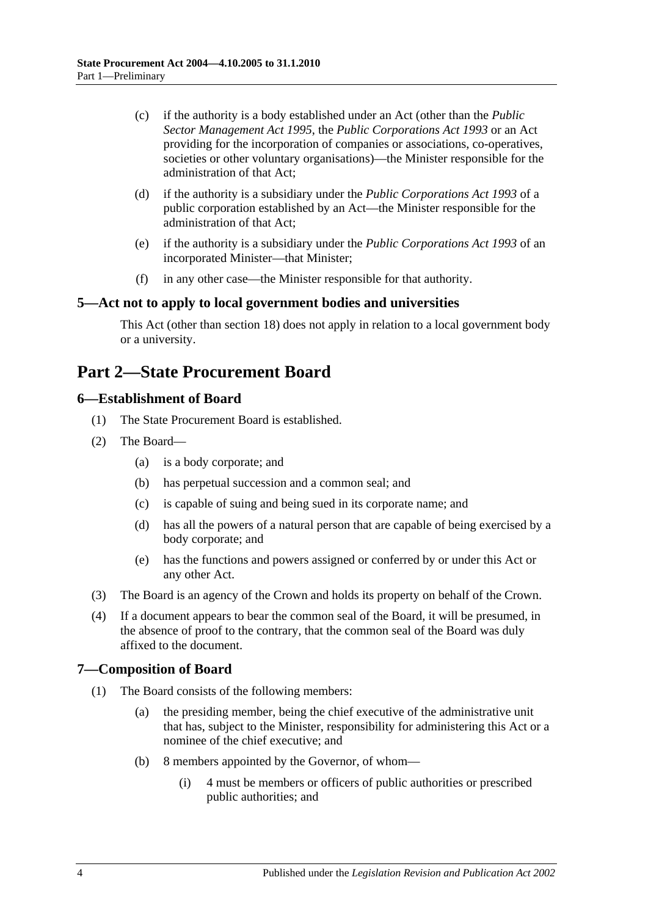(c) if the authority is a body established under an Act (other than the *Public Sector Management Act 1995*, the *Public Corporations Act 1993* or an Act providing for the incorporation of companies or associations, co-operatives, societies or other voluntary organisations)—the Minister responsible for the administration of that Act;

(d) if the authority is a subsidiary under the *Public Corporations Act 1993* of a public corporation established by an Act—the Minister responsible for the administration of that Act;

(e) if the authority is a subsidiary under the *Public Corporations Act 1993* of an incorporated Minister—that Minister;

(f) in any other case—the Minister responsible for that authority.

### 5—Act not to apply to local government bodies and universities

This Act (other than section 18) does not apply in relation to a local government body or a university.

## Part 2—State Procurement Board

### 6—Establishment of Board

(1) The State Procurement Board is established.

(2) The Board—

(a) is a body corporate; and

(b) has perpetual succession and a common seal; and

(c) is capable of suing and being sued in its corporate name; and

(d) has all the powers of a natural person that are capable of being exercised by a body corporate; and

(e) has the functions and powers assigned or conferred by or under this Act or any other Act.

(3) The Board is an agency of the Crown and holds its property on behalf of the Crown.

(4) If a document appears to bear the common seal of the Board, it will be presumed, in the absence of proof to the contrary, that the common seal of the Board was duly affixed to the document.

### 7—Composition of Board

(1) The Board consists of the following members:

(a) the presiding member, being the chief executive of the administrative unit that has, subject to the Minister, responsibility for administering this Act or a nominee of the chief executive; and

(b) 8 members appointed by the Governor, of whom—

(i) 4 must be members or officers of public authorities or prescribed public authorities; and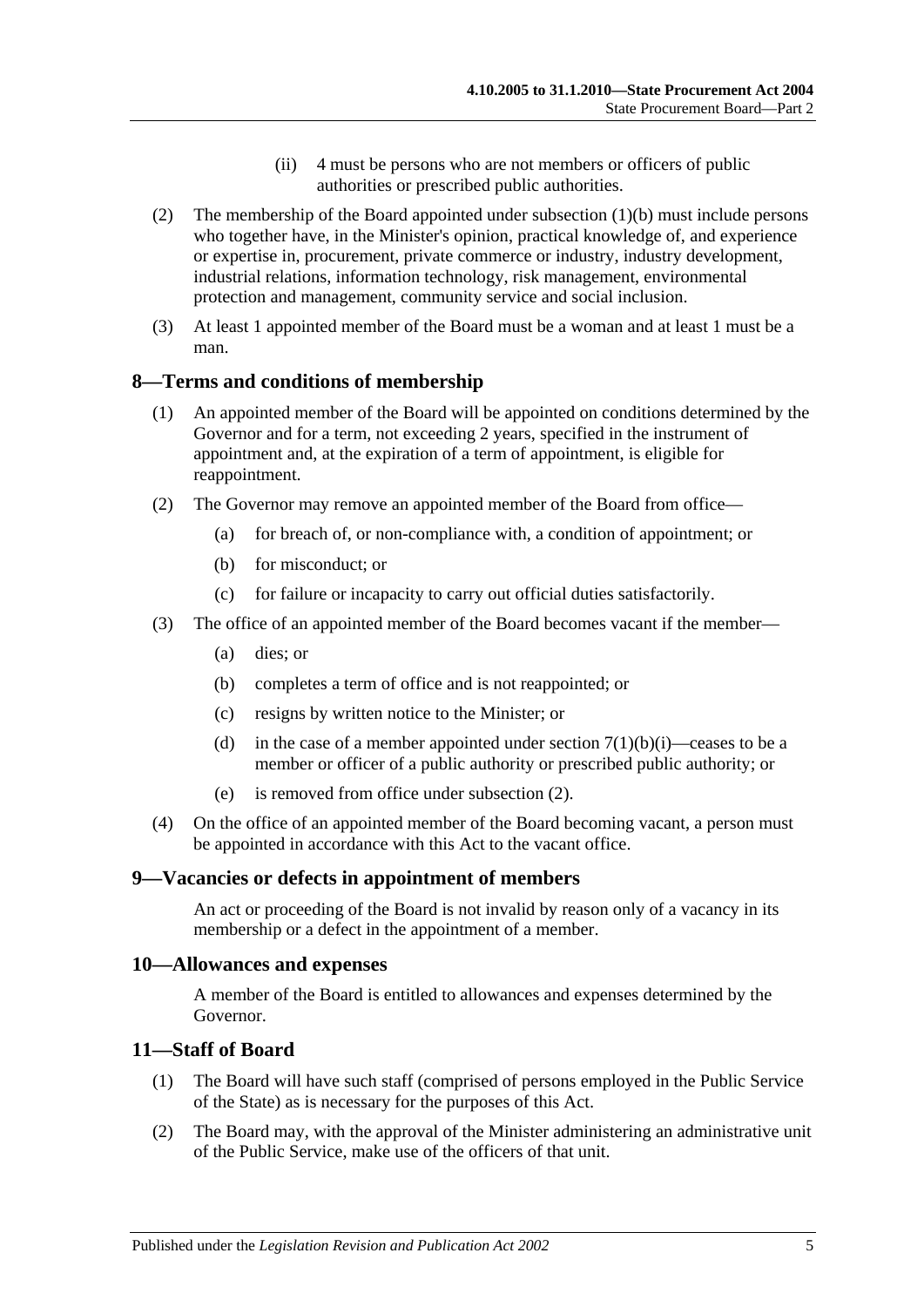(ii) 4 must be persons who are not members or officers of public authorities or prescribed public authorities.

(2) The membership of the Board appointed under subsection (1)(b) must include persons who together have, in the Minister's opinion, practical knowledge of, and experience or expertise in, procurement, private commerce or industry, industry development, industrial relations, information technology, risk management, environmental protection and management, community service and social inclusion.

(3) At least 1 appointed member of the Board must be a woman and at least 1 must be a man.

## 8—Terms and conditions of membership

(1) An appointed member of the Board will be appointed on conditions determined by the Governor and for a term, not exceeding 2 years, specified in the instrument of appointment and, at the expiration of a term of appointment, is eligible for reappointment.

(2) The Governor may remove an appointed member of the Board from office—

(a) for breach of, or non-compliance with, a condition of appointment; or

(b) for misconduct; or

(c) for failure or incapacity to carry out official duties satisfactorily.

(3) The office of an appointed member of the Board becomes vacant if the member—

(a) dies; or

(b) completes a term of office and is not reappointed; or

(c) resigns by written notice to the Minister; or

(d) in the case of a member appointed under section 7(1)(b)(i)—ceases to be a member or officer of a public authority or prescribed public authority; or

(e) is removed from office under subsection (2).

(4) On the office of an appointed member of the Board becoming vacant, a person must be appointed in accordance with this Act to the vacant office.

## 9—Vacancies or defects in appointment of members

An act or proceeding of the Board is not invalid by reason only of a vacancy in its membership or a defect in the appointment of a member.

## 10—Allowances and expenses

A member of the Board is entitled to allowances and expenses determined by the Governor.

## 11—Staff of Board

(1) The Board will have such staff (comprised of persons employed in the Public Service of the State) as is necessary for the purposes of this Act.

(2) The Board may, with the approval of the Minister administering an administrative unit of the Public Service, make use of the officers of that unit.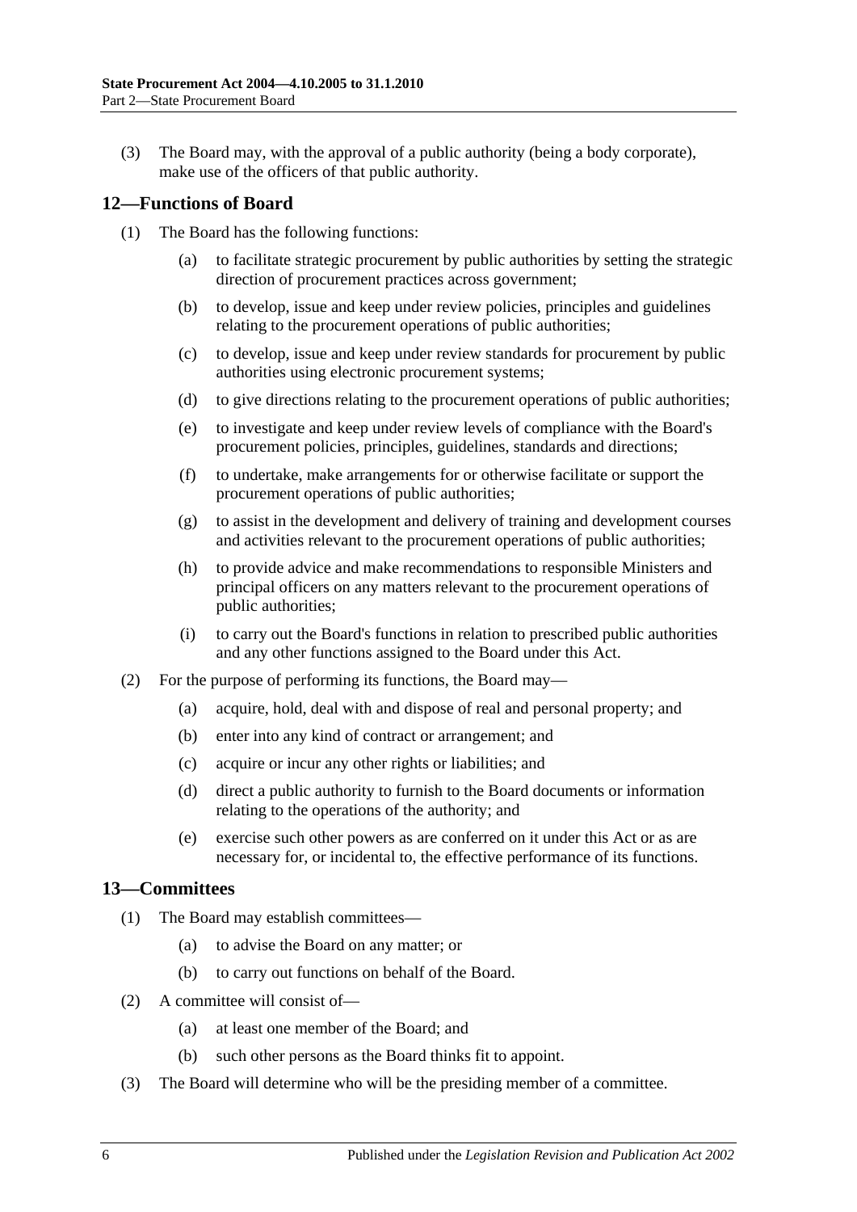(3) The Board may, with the approval of a public authority (being a body corporate), make use of the officers of that public authority.

## 12—Functions of Board

(1) The Board has the following functions:

(a) to facilitate strategic procurement by public authorities by setting the strategic direction of procurement practices across government;

(b) to develop, issue and keep under review policies, principles and guidelines relating to the procurement operations of public authorities;

(c) to develop, issue and keep under review standards for procurement by public authorities using electronic procurement systems;

(d) to give directions relating to the procurement operations of public authorities;

(e) to investigate and keep under review levels of compliance with the Board's procurement policies, principles, guidelines, standards and directions;

(f) to undertake, make arrangements for or otherwise facilitate or support the procurement operations of public authorities;

(g) to assist in the development and delivery of training and development courses and activities relevant to the procurement operations of public authorities;

(h) to provide advice and make recommendations to responsible Ministers and principal officers on any matters relevant to the procurement operations of public authorities;

(i) to carry out the Board's functions in relation to prescribed public authorities and any other functions assigned to the Board under this Act.

(2) For the purpose of performing its functions, the Board may—

(a) acquire, hold, deal with and dispose of real and personal property; and

(b) enter into any kind of contract or arrangement; and

(c) acquire or incur any other rights or liabilities; and

(d) direct a public authority to furnish to the Board documents or information relating to the operations of the authority; and

(e) exercise such other powers as are conferred on it under this Act or as are necessary for, or incidental to, the effective performance of its functions.

## 13—Committees

(1) The Board may establish committees—

(a) to advise the Board on any matter; or

(b) to carry out functions on behalf of the Board.

(2) A committee will consist of—

(a) at least one member of the Board; and

(b) such other persons as the Board thinks fit to appoint.

(3) The Board will determine who will be the presiding member of a committee.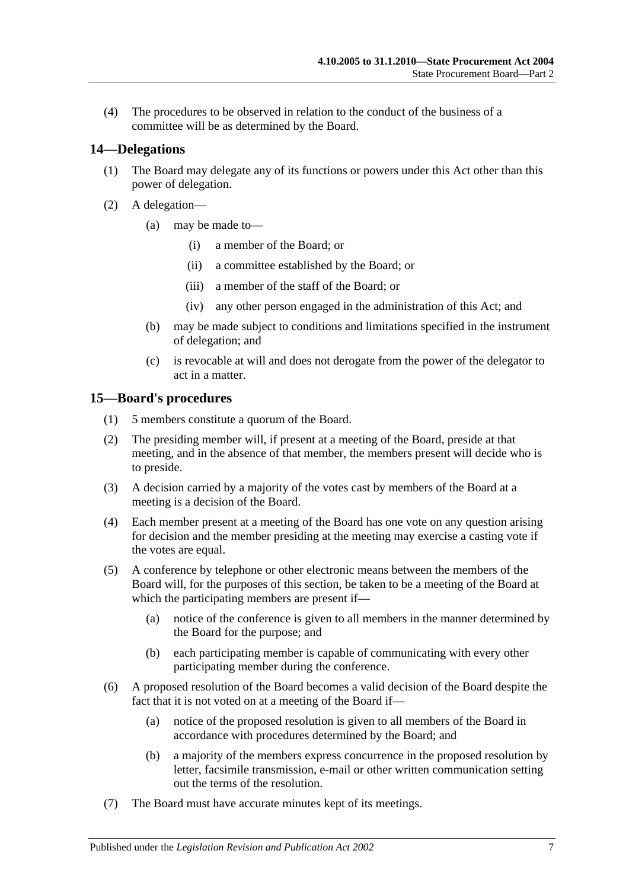(4) The procedures to be observed in relation to the conduct of the business of a committee will be as determined by the Board.

## 14—Delegations

(1) The Board may delegate any of its functions or powers under this Act other than this power of delegation.

(2) A delegation—

  (a) may be made to—

    (i) a member of the Board; or

    (ii) a committee established by the Board; or

    (iii) a member of the staff of the Board; or

    (iv) any other person engaged in the administration of this Act; and

  (b) may be made subject to conditions and limitations specified in the instrument of delegation; and

  (c) is revocable at will and does not derogate from the power of the delegator to act in a matter.

## 15—Board's procedures

(1) 5 members constitute a quorum of the Board.

(2) The presiding member will, if present at a meeting of the Board, preside at that meeting, and in the absence of that member, the members present will decide who is to preside.

(3) A decision carried by a majority of the votes cast by members of the Board at a meeting is a decision of the Board.

(4) Each member present at a meeting of the Board has one vote on any question arising for decision and the member presiding at the meeting may exercise a casting vote if the votes are equal.

(5) A conference by telephone or other electronic means between the members of the Board will, for the purposes of this section, be taken to be a meeting of the Board at which the participating members are present if—

  (a) notice of the conference is given to all members in the manner determined by the Board for the purpose; and

  (b) each participating member is capable of communicating with every other participating member during the conference.

(6) A proposed resolution of the Board becomes a valid decision of the Board despite the fact that it is not voted on at a meeting of the Board if—

  (a) notice of the proposed resolution is given to all members of the Board in accordance with procedures determined by the Board; and

  (b) a majority of the members express concurrence in the proposed resolution by letter, facsimile transmission, e-mail or other written communication setting out the terms of the resolution.

(7) The Board must have accurate minutes kept of its meetings.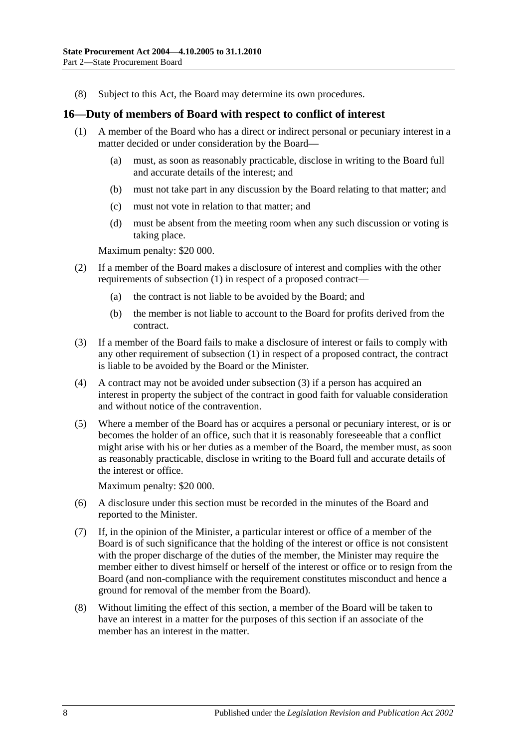(8) Subject to this Act, the Board may determine its own procedures.

## 16—Duty of members of Board with respect to conflict of interest

(1) A member of the Board who has a direct or indirect personal or pecuniary interest in a matter decided or under consideration by the Board—

(a) must, as soon as reasonably practicable, disclose in writing to the Board full and accurate details of the interest; and

(b) must not take part in any discussion by the Board relating to that matter; and

(c) must not vote in relation to that matter; and

(d) must be absent from the meeting room when any such discussion or voting is taking place.

Maximum penalty: $20 000.

(2) If a member of the Board makes a disclosure of interest and complies with the other requirements of subsection (1) in respect of a proposed contract—

(a) the contract is not liable to be avoided by the Board; and

(b) the member is not liable to account to the Board for profits derived from the contract.

(3) If a member of the Board fails to make a disclosure of interest or fails to comply with any other requirement of subsection (1) in respect of a proposed contract, the contract is liable to be avoided by the Board or the Minister.

(4) A contract may not be avoided under subsection (3) if a person has acquired an interest in property the subject of the contract in good faith for valuable consideration and without notice of the contravention.

(5) Where a member of the Board has or acquires a personal or pecuniary interest, or is or becomes the holder of an office, such that it is reasonably foreseeable that a conflict might arise with his or her duties as a member of the Board, the member must, as soon as reasonably practicable, disclose in writing to the Board full and accurate details of the interest or office.

Maximum penalty: $20 000.

(6) A disclosure under this section must be recorded in the minutes of the Board and reported to the Minister.

(7) If, in the opinion of the Minister, a particular interest or office of a member of the Board is of such significance that the holding of the interest or office is not consistent with the proper discharge of the duties of the member, the Minister may require the member either to divest himself or herself of the interest or office or to resign from the Board (and non-compliance with the requirement constitutes misconduct and hence a ground for removal of the member from the Board).

(8) Without limiting the effect of this section, a member of the Board will be taken to have an interest in a matter for the purposes of this section if an associate of the member has an interest in the matter.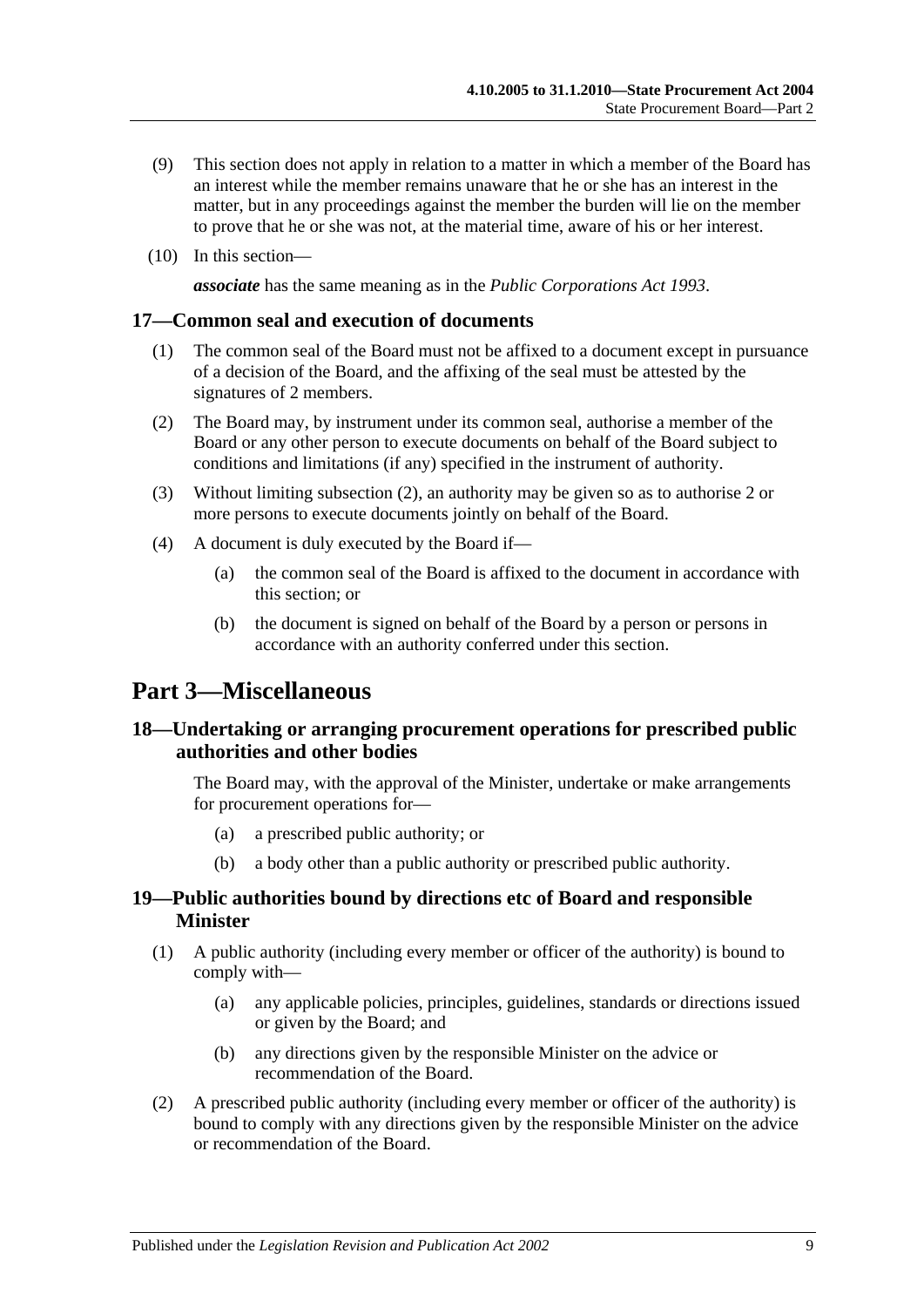(9) This section does not apply in relation to a matter in which a member of the Board has an interest while the member remains unaware that he or she has an interest in the matter, but in any proceedings against the member the burden will lie on the member to prove that he or she was not, at the material time, aware of his or her interest.

(10) In this section—

***associate*** has the same meaning as in the *Public Corporations Act 1993*.

### 17—Common seal and execution of documents

(1) The common seal of the Board must not be affixed to a document except in pursuance of a decision of the Board, and the affixing of the seal must be attested by the signatures of 2 members.

(2) The Board may, by instrument under its common seal, authorise a member of the Board or any other person to execute documents on behalf of the Board subject to conditions and limitations (if any) specified in the instrument of authority.

(3) Without limiting subsection (2), an authority may be given so as to authorise 2 or more persons to execute documents jointly on behalf of the Board.

(4) A document is duly executed by the Board if—

(a) the common seal of the Board is affixed to the document in accordance with this section; or

(b) the document is signed on behalf of the Board by a person or persons in accordance with an authority conferred under this section.

## Part 3—Miscellaneous

### 18—Undertaking or arranging procurement operations for prescribed public authorities and other bodies

The Board may, with the approval of the Minister, undertake or make arrangements for procurement operations for—

(a) a prescribed public authority; or

(b) a body other than a public authority or prescribed public authority.

### 19—Public authorities bound by directions etc of Board and responsible Minister

(1) A public authority (including every member or officer of the authority) is bound to comply with—

(a) any applicable policies, principles, guidelines, standards or directions issued or given by the Board; and

(b) any directions given by the responsible Minister on the advice or recommendation of the Board.

(2) A prescribed public authority (including every member or officer of the authority) is bound to comply with any directions given by the responsible Minister on the advice or recommendation of the Board.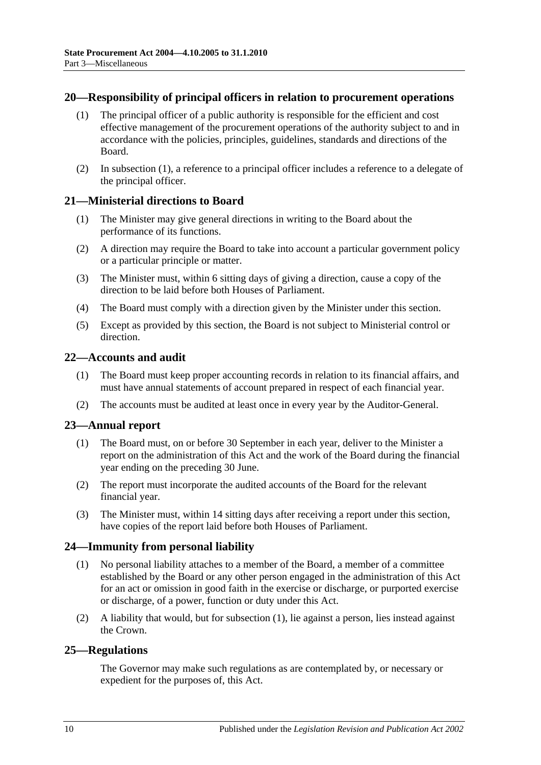## 20—Responsibility of principal officers in relation to procurement operations

(1) The principal officer of a public authority is responsible for the efficient and cost effective management of the procurement operations of the authority subject to and in accordance with the policies, principles, guidelines, standards and directions of the Board.

(2) In subsection (1), a reference to a principal officer includes a reference to a delegate of the principal officer.

## 21—Ministerial directions to Board

(1) The Minister may give general directions in writing to the Board about the performance of its functions.

(2) A direction may require the Board to take into account a particular government policy or a particular principle or matter.

(3) The Minister must, within 6 sitting days of giving a direction, cause a copy of the direction to be laid before both Houses of Parliament.

(4) The Board must comply with a direction given by the Minister under this section.

(5) Except as provided by this section, the Board is not subject to Ministerial control or direction.

## 22—Accounts and audit

(1) The Board must keep proper accounting records in relation to its financial affairs, and must have annual statements of account prepared in respect of each financial year.

(2) The accounts must be audited at least once in every year by the Auditor-General.

## 23—Annual report

(1) The Board must, on or before 30 September in each year, deliver to the Minister a report on the administration of this Act and the work of the Board during the financial year ending on the preceding 30 June.

(2) The report must incorporate the audited accounts of the Board for the relevant financial year.

(3) The Minister must, within 14 sitting days after receiving a report under this section, have copies of the report laid before both Houses of Parliament.

## 24—Immunity from personal liability

(1) No personal liability attaches to a member of the Board, a member of a committee established by the Board or any other person engaged in the administration of this Act for an act or omission in good faith in the exercise or discharge, or purported exercise or discharge, of a power, function or duty under this Act.

(2) A liability that would, but for subsection (1), lie against a person, lies instead against the Crown.

## 25—Regulations

The Governor may make such regulations as are contemplated by, or necessary or expedient for the purposes of, this Act.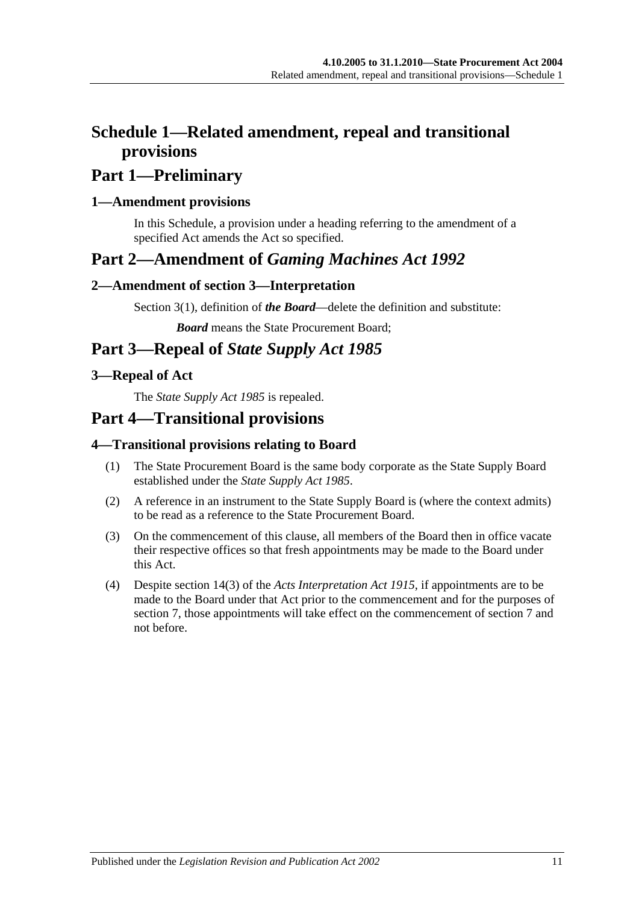# Schedule 1—Related amendment, repeal and transitional provisions

## Part 1—Preliminary

### 1—Amendment provisions

In this Schedule, a provision under a heading referring to the amendment of a specified Act amends the Act so specified.

## Part 2—Amendment of *Gaming Machines Act 1992*

### 2—Amendment of section 3—Interpretation

Section 3(1), definition of ***the Board***—delete the definition and substitute:

***Board*** means the State Procurement Board;

## Part 3—Repeal of *State Supply Act 1985*

### 3—Repeal of Act

The *State Supply Act 1985* is repealed.

## Part 4—Transitional provisions

### 4—Transitional provisions relating to Board

(1) The State Procurement Board is the same body corporate as the State Supply Board established under the *State Supply Act 1985*.

(2) A reference in an instrument to the State Supply Board is (where the context admits) to be read as a reference to the State Procurement Board.

(3) On the commencement of this clause, all members of the Board then in office vacate their respective offices so that fresh appointments may be made to the Board under this Act.

(4) Despite section 14(3) of the *Acts Interpretation Act 1915*, if appointments are to be made to the Board under that Act prior to the commencement and for the purposes of section 7, those appointments will take effect on the commencement of section 7 and not before.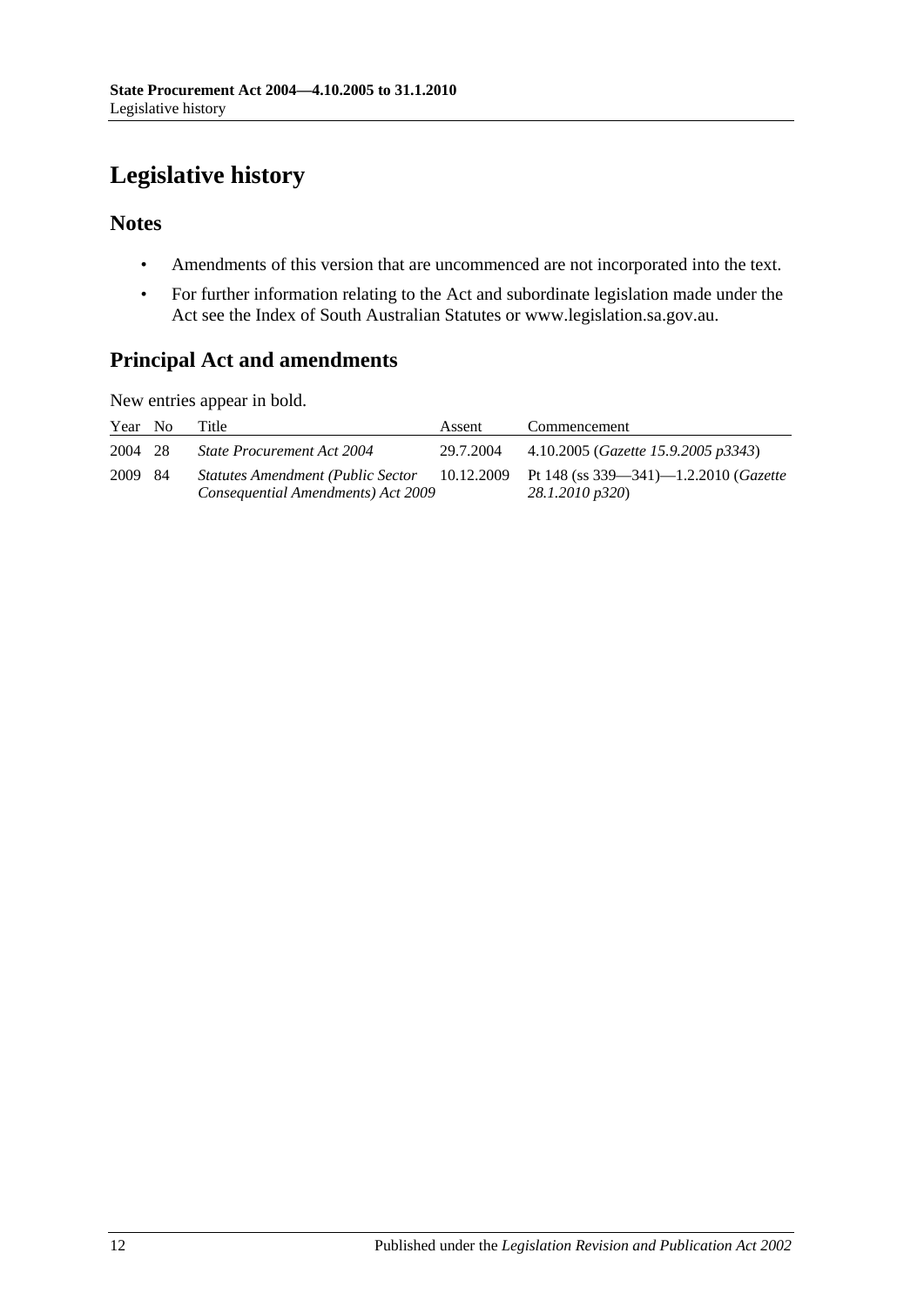# Legislative history

## Notes

- Amendments of this version that are uncommenced are not incorporated into the text.
- For further information relating to the Act and subordinate legislation made under the Act see the Index of South Australian Statutes or www.legislation.sa.gov.au.

## Principal Act and amendments

New entries appear in bold.

| Year | No | Title | Assent | Commencement |
|---|---|---|---|---|
| 2004 | 28 | *State Procurement Act 2004* | 29.7.2004 | 4.10.2005 (*Gazette 15.9.2005 p3343*) |
| 2009 | 84 | *Statutes Amendment (Public Sector Consequential Amendments) Act 2009* | 10.12.2009 | Pt 148 (ss 339—341)—1.2.2010 (*Gazette 28.1.2010 p320*) |